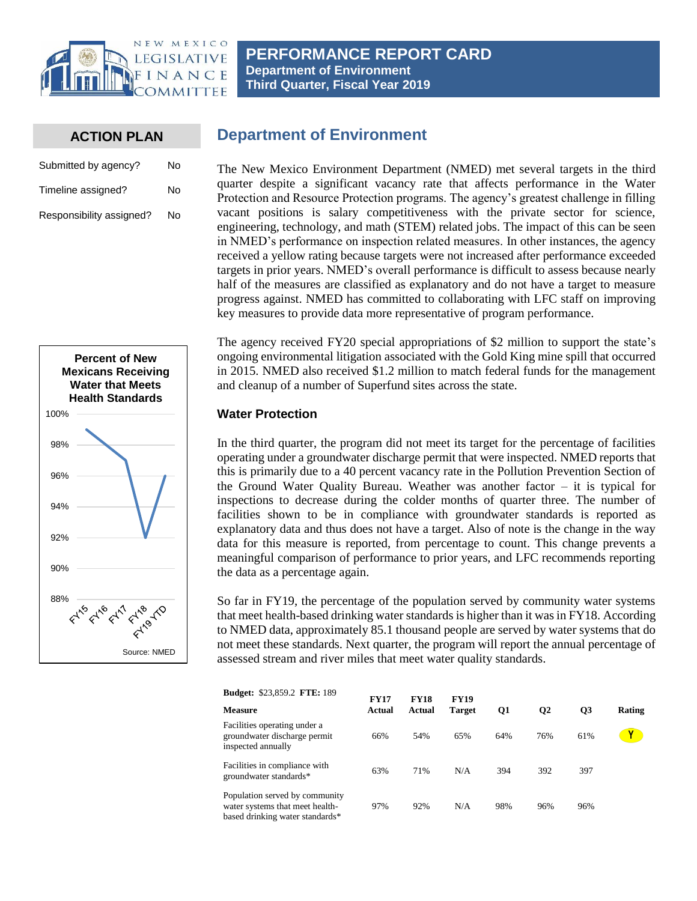# PERFORMANCE REPORT CARD
## Department of Environment
## Third Quarter, Fiscal Year 2019

### ACTION PLAN

| | |
|---|---|
| Submitted by agency? | No |
| Timeline assigned? | No |
| Responsibility assigned? | No |

## Department of Environment

The New Mexico Environment Department (NMED) met several targets in the third quarter despite a significant vacancy rate that affects performance in the Water Protection and Resource Protection programs. The agency's greatest challenge in filling vacant positions is salary competitiveness with the private sector for science, engineering, technology, and math (STEM) related jobs. The impact of this can be seen in NMED's performance on inspection related measures. In other instances, the agency received a yellow rating because targets were not increased after performance exceeded targets in prior years. NMED's overall performance is difficult to assess because nearly half of the measures are classified as explanatory and do not have a target to measure progress against. NMED has committed to collaborating with LFC staff on improving key measures to provide data more representative of program performance.

The agency received FY20 special appropriations of $2 million to support the state's ongoing environmental litigation associated with the Gold King mine spill that occurred in 2015. NMED also received $1.2 million to match federal funds for the management and cleanup of a number of Superfund sites across the state.

### Water Protection

In the third quarter, the program did not meet its target for the percentage of facilities operating under a groundwater discharge permit that were inspected. NMED reports that this is primarily due to a 40 percent vacancy rate in the Pollution Prevention Section of the Ground Water Quality Bureau. Weather was another factor – it is typical for inspections to decrease during the colder months of quarter three. The number of facilities shown to be in compliance with groundwater standards is reported as explanatory data and thus does not have a target. Also of note is the change in the way data for this measure is reported, from percentage to count. This change prevents a meaningful comparison of performance to prior years, and LFC recommends reporting the data as a percentage again.

So far in FY19, the percentage of the population served by community water systems that meet health-based drinking water standards is higher than it was in FY18. According to NMED data, approximately 85.1 thousand people are served by water systems that do not meet these standards. Next quarter, the program will report the annual percentage of assessed stream and river miles that meet water quality standards.

**Percent of New Mexicans Receiving Water that Meets Health Standards**

| Year | Percent |
|---|---|
| FY15 | 99% |
| FY16 | 97% |
| FY17 | 92% |
| FY18 | 96% |

Source: NMED

**Budget:** $23,859.2 **FTE:** 189

| Measure | FY17 Actual | FY18 Actual | FY19 Target | Q1 | Q2 | Q3 | Rating |
|---|---|---|---|---|---|---|---|
| Facilities operating under a groundwater discharge permit inspected annually | 66% | 54% | 65% | 64% | 76% | 61% | Y |
| Facilities in compliance with groundwater standards* | 63% | 71% | N/A | 394 | 392 | 397 | |
| Population served by community water systems that meet health-based drinking water standards* | 97% | 92% | N/A | 98% | 96% | 96% | |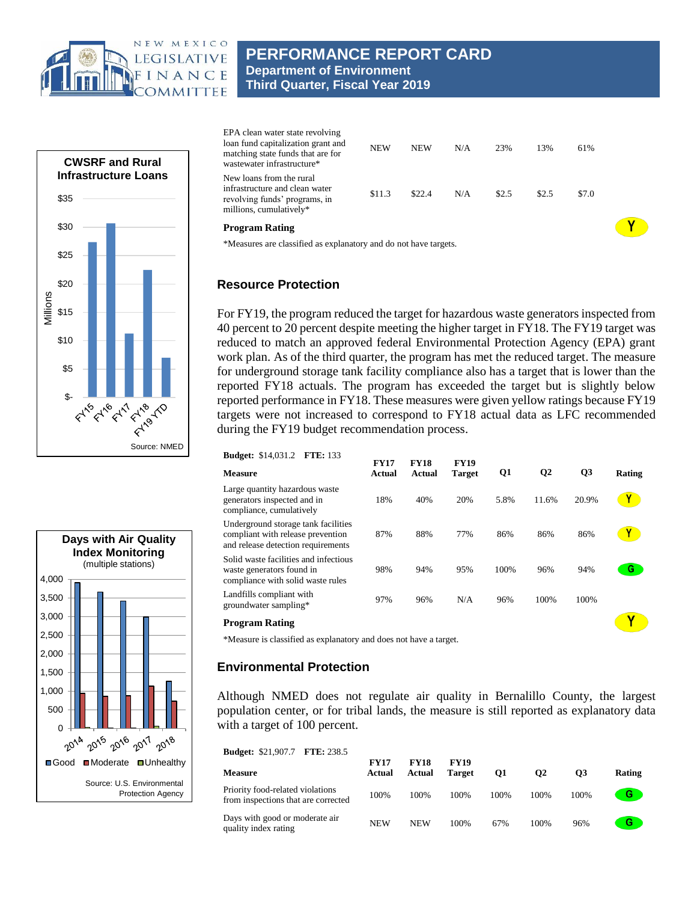# PERFORMANCE REPORT CARD
## Department of Environment
## Third Quarter, Fiscal Year 2019

| Measure | FY17 Actual | FY18 Actual | FY19 Target | Q1 | Q2 | Q3 | Rating |
|---|---|---|---|---|---|---|---|
| EPA clean water state revolving loan fund capitalization grant and matching state funds that are for wastewater infrastructure* | NEW | NEW | N/A | 23% | 13% | 61% | |
| New loans from the rural infrastructure and clean water revolving funds' programs, in millions, cumulatively* | $11.3 | $22.4 | N/A | $2.5 | $2.5 | $7.0 | |
| **Program Rating** | | | | | | | Y |

*Measures are classified as explanatory and do not have targets.

**CWSRF and Rural Infrastructure Loans**

Source: NMED

## Resource Protection

For FY19, the program reduced the target for hazardous waste generators inspected from 40 percent to 20 percent despite meeting the higher target in FY18. The FY19 target was reduced to match an approved federal Environmental Protection Agency (EPA) grant work plan. As of the third quarter, the program has met the reduced target. The measure for underground storage tank facility compliance also has a target that is lower than the reported FY18 actuals. The program has exceeded the target but is slightly below reported performance in FY18. These measures were given yellow ratings because FY19 targets were not increased to correspond to FY18 actual data as LFC recommended during the FY19 budget recommendation process.

**Budget:** $14,031.2 **FTE:** 133

| Measure | FY17 Actual | FY18 Actual | FY19 Target | Q1 | Q2 | Q3 | Rating |
|---|---|---|---|---|---|---|---|
| Large quantity hazardous waste generators inspected and in compliance, cumulatively | 18% | 40% | 20% | 5.8% | 11.6% | 20.9% | Y |
| Underground storage tank facilities compliant with release prevention and release detection requirements | 87% | 88% | 77% | 86% | 86% | 86% | Y |
| Solid waste facilities and infectious waste generators found in compliance with solid waste rules | 98% | 94% | 95% | 100% | 96% | 94% | G |
| Landfills compliant with groundwater sampling* | 97% | 96% | N/A | 96% | 100% | 100% | |
| **Program Rating** | | | | | | | Y |

*Measure is classified as explanatory and does not have a target.

**Days with Air Quality Index Monitoring** (multiple stations)

Source: U.S. Environmental Protection Agency

## Environmental Protection

Although NMED does not regulate air quality in Bernalillo County, the largest population center, or for tribal lands, the measure is still reported as explanatory data with a target of 100 percent.

**Budget:** $21,907.7 **FTE:** 238.5

| Measure | FY17 Actual | FY18 Actual | FY19 Target | Q1 | Q2 | Q3 | Rating |
|---|---|---|---|---|---|---|---|
| Priority food-related violations from inspections that are corrected | 100% | 100% | 100% | 100% | 100% | 100% | G |
| Days with good or moderate air quality index rating | NEW | NEW | 100% | 67% | 100% | 96% | G |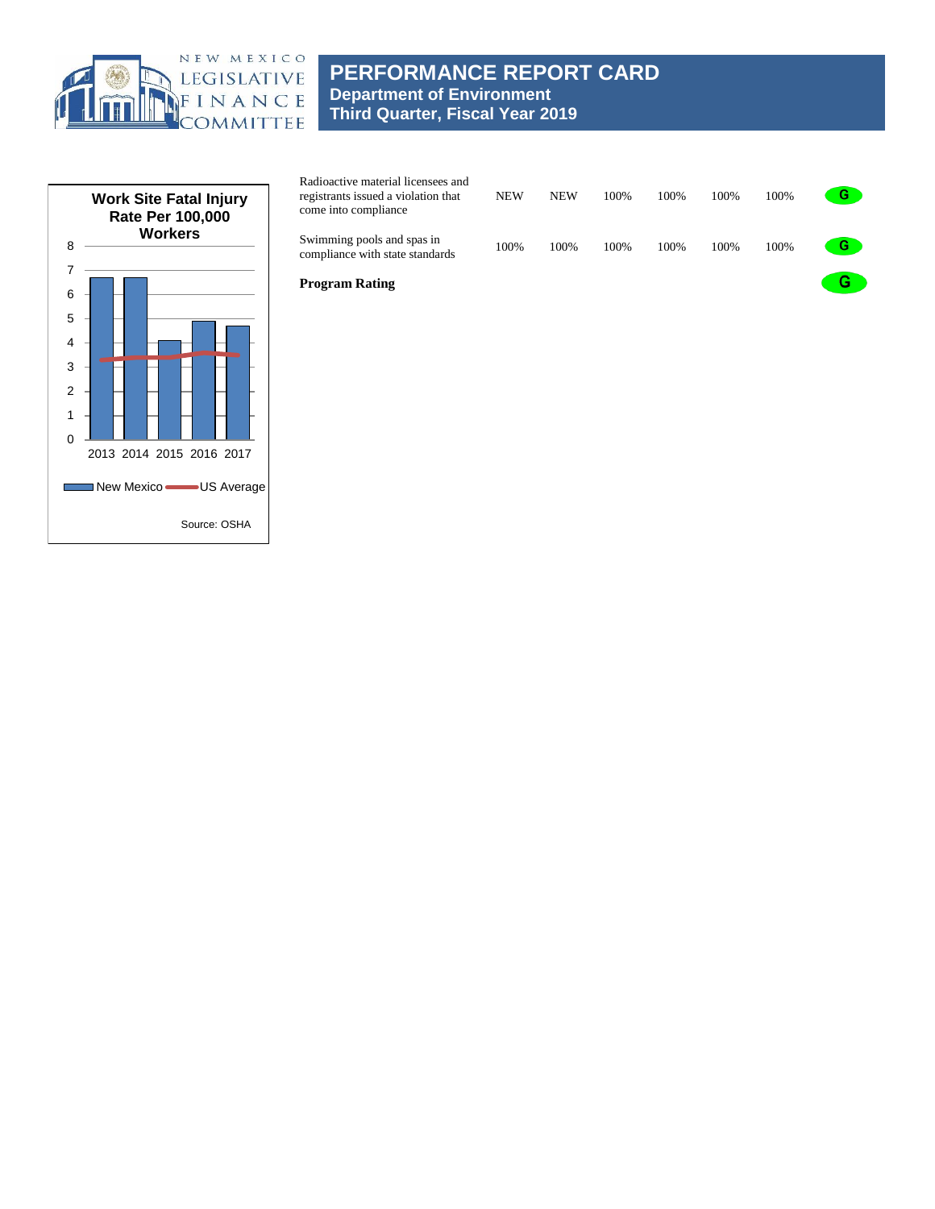NEW MEXICO LEGISLATIVE FINANCE COMMITTEE

# PERFORMANCE REPORT CARD

## Department of Environment

## Third Quarter, Fiscal Year 2019

Work Site Fatal Injury Rate Per 100,000 Workers

8
7
6
5
4
3
2
1
0

2013 2014 2015 2016 2017

New Mexico
US Average

Source: OSHA

| | | | | | | | |
|---|---|---|---|---|---|---|---|
| Radioactive material licensees and registrants issued a violation that come into compliance | NEW | NEW | 100% | 100% | 100% | 100% | G |
| Swimming pools and spas in compliance with state standards | 100% | 100% | 100% | 100% | 100% | 100% | G |
| **Program Rating** | | | | | | | G |